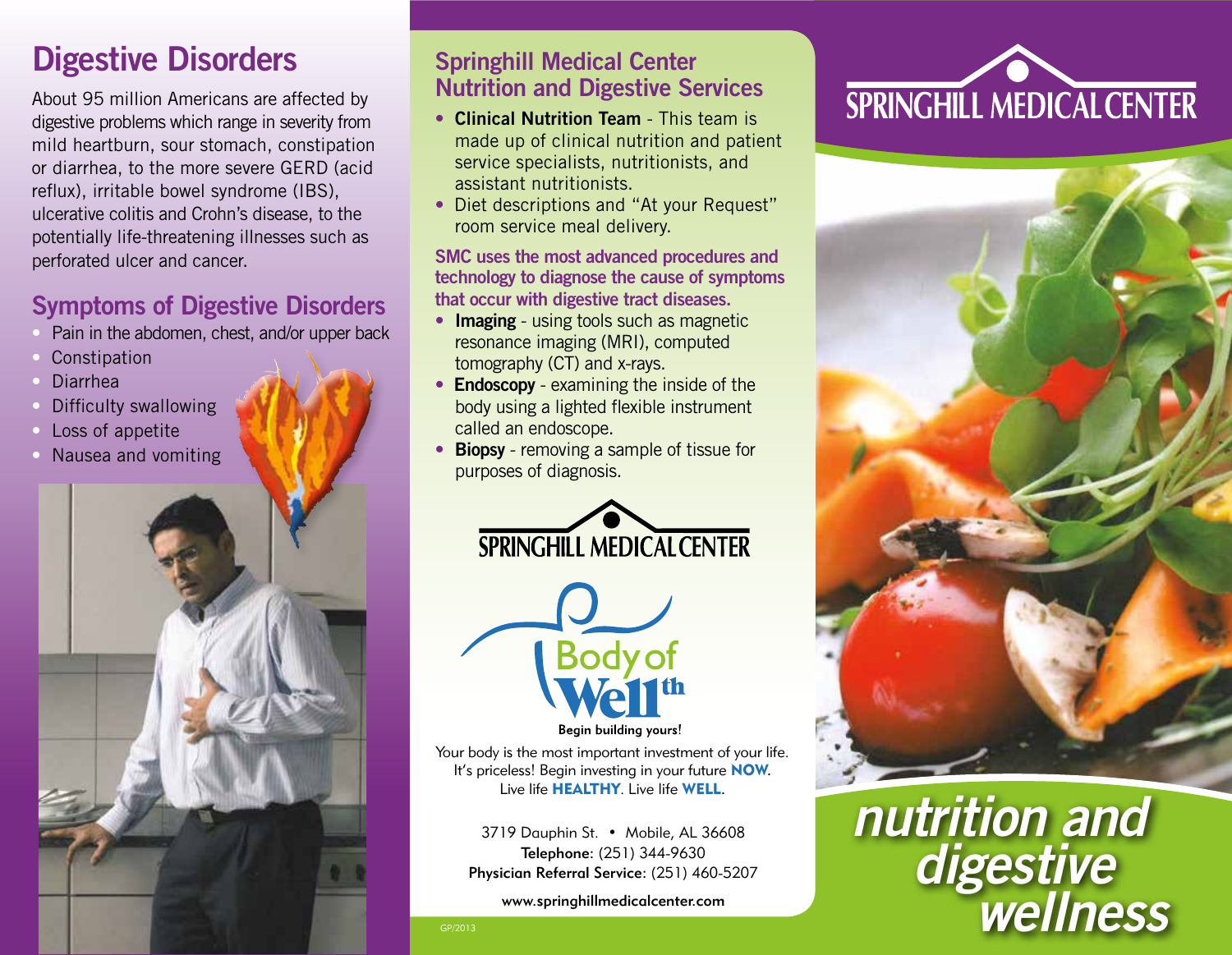## Digestive Disorders

About 95 million Americans are affected by digestive problems which range in severity from mild heartburn, sour stomach, constipation or diarrhea, to the more severe GERD (acid reflux), irritable bowel syndrome (IBS), ulcerative colitis and Crohn's disease, to the potentially life-threatening illnesses such as perforated ulcer and cancer.

## Symptoms of Digestive Disorders

- Pain in the abdomen, chest, and/or upper back
- Constipation
- Diarrhea
- Difficulty swallowing
- Loss of appetite
- Nausea and vomiting

## Springhill Medical Center Nutrition and Digestive Services

- **Clinical Nutrition Team** - This team is made up of clinical nutrition and patient service specialists, nutritionists, and assistant nutritionists.
- Diet descriptions and "At your Request" room service meal delivery.

**SMC uses the most advanced procedures and technology to diagnose the cause of symptoms that occur with digestive tract diseases.**

- **Imaging** - using tools such as magnetic resonance imaging (MRI), computed tomography (CT) and x-rays.
- **Endoscopy** - examining the inside of the body using a lighted flexible instrument called an endoscope.
- **Biopsy** - removing a sample of tissue for purposes of diagnosis.

SPRINGHILL MEDICAL CENTER

Body of Wellth

Begin building yours!

Your body is the most important investment of your life. It's priceless! Begin investing in your future **NOW**. Live life **HEALTHY**. Live life **WELL**.

3719 Dauphin St. • Mobile, AL 36608
**Telephone**: (251) 344-9630
**Physician Referral Service**: (251) 460-5207

www.springhillmedicalcenter.com

GP/2013

SPRINGHILL MEDICAL CENTER

# *nutrition and digestive wellness*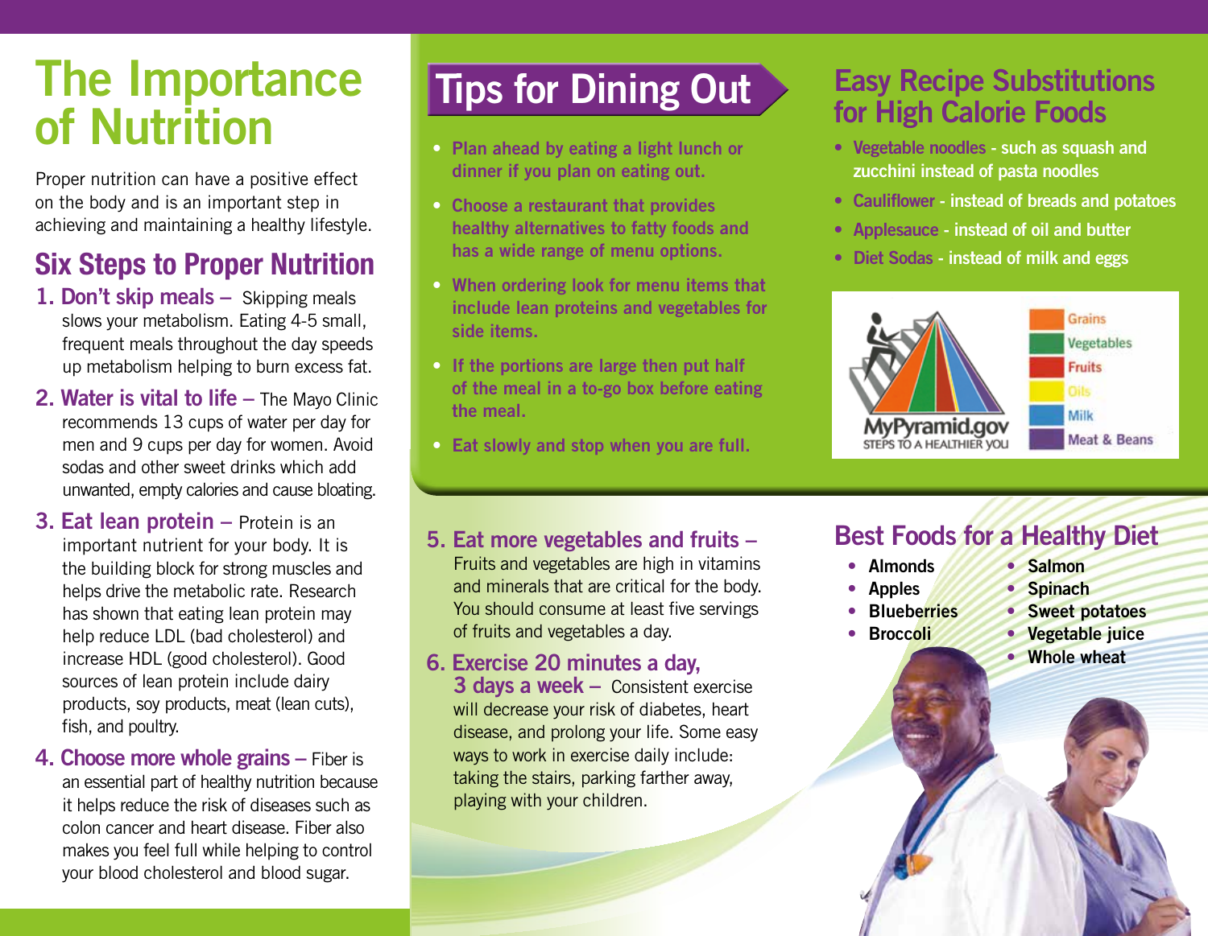# The Importance of Nutrition

Proper nutrition can have a positive effect on the body and is an important step in achieving and maintaining a healthy lifestyle.

## Six Steps to Proper Nutrition

1. **Don't skip meals –** Skipping meals slows your metabolism. Eating 4-5 small, frequent meals throughout the day speeds up metabolism helping to burn excess fat.
2. **Water is vital to life –** The Mayo Clinic recommends 13 cups of water per day for men and 9 cups per day for women. Avoid sodas and other sweet drinks which add unwanted, empty calories and cause bloating.
3. **Eat lean protein –** Protein is an important nutrient for your body. It is the building block for strong muscles and helps drive the metabolic rate. Research has shown that eating lean protein may help reduce LDL (bad cholesterol) and increase HDL (good cholesterol). Good sources of lean protein include dairy products, soy products, meat (lean cuts), fish, and poultry.
4. **Choose more whole grains –** Fiber is an essential part of healthy nutrition because it helps reduce the risk of diseases such as colon cancer and heart disease. Fiber also makes you feel full while helping to control your blood cholesterol and blood sugar.
5. **Eat more vegetables and fruits –** Fruits and vegetables are high in vitamins and minerals that are critical for the body. You should consume at least five servings of fruits and vegetables a day.
6. **Exercise 20 minutes a day, 3 days a week –** Consistent exercise will decrease your risk of diabetes, heart disease, and prolong your life. Some easy ways to work in exercise daily include: taking the stairs, parking farther away, playing with your children.

## Tips for Dining Out

- Plan ahead by eating a light lunch or dinner if you plan on eating out.
- Choose a restaurant that provides healthy alternatives to fatty foods and has a wide range of menu options.
- When ordering look for menu items that include lean proteins and vegetables for side items.
- If the portions are large then put half of the meal in a to-go box before eating the meal.
- Eat slowly and stop when you are full.

## Easy Recipe Substitutions for High Calorie Foods

- **Vegetable noodles** - such as squash and zucchini instead of pasta noodles
- **Cauliflower** - instead of breads and potatoes
- **Applesauce** - instead of oil and butter
- **Diet Sodas** - instead of milk and eggs

MyPyramid.gov
STEPS TO A HEALTHIER YOU

Grains
Vegetables
Fruits
Oils
Milk
Meat & Beans

## Best Foods for a Healthy Diet

- Almonds
- Apples
- Blueberries
- Broccoli
- Salmon
- Spinach
- Sweet potatoes
- Vegetable juice
- Whole wheat